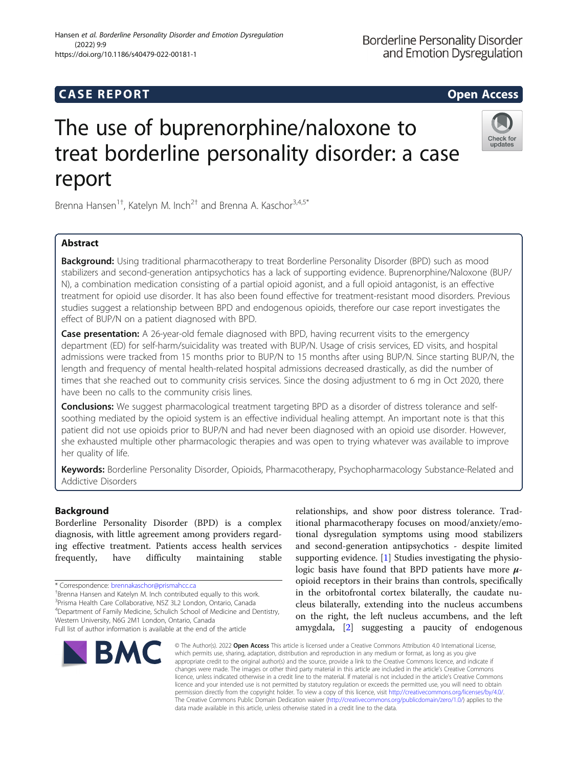CASE REPORT

Open Access

# The use of buprenorphine/naloxone to treat borderline personality disorder: a case report

Brenna Hansen[1†], Katelyn M. Inch[2†] and Brenna A. Kaschor[3,4,5*]

## Abstract

**Background:** Using traditional pharmacotherapy to treat Borderline Personality Disorder (BPD) such as mood stabilizers and second-generation antipsychotics has a lack of supporting evidence. Buprenorphine/Naloxone (BUP/N), a combination medication consisting of a partial opioid agonist, and a full opioid antagonist, is an effective treatment for opioid use disorder. It has also been found effective for treatment-resistant mood disorders. Previous studies suggest a relationship between BPD and endogenous opioids, therefore our case report investigates the effect of BUP/N on a patient diagnosed with BPD.

**Case presentation:** A 26-year-old female diagnosed with BPD, having recurrent visits to the emergency department (ED) for self-harm/suicidality was treated with BUP/N. Usage of crisis services, ED visits, and hospital admissions were tracked from 15 months prior to BUP/N to 15 months after using BUP/N. Since starting BUP/N, the length and frequency of mental health-related hospital admissions decreased drastically, as did the number of times that she reached out to community crisis services. Since the dosing adjustment to 6 mg in Oct 2020, there have been no calls to the community crisis lines.

**Conclusions:** We suggest pharmacological treatment targeting BPD as a disorder of distress tolerance and self-soothing mediated by the opioid system is an effective individual healing attempt. An important note is that this patient did not use opioids prior to BUP/N and had never been diagnosed with an opioid use disorder. However, she exhausted multiple other pharmacologic therapies and was open to trying whatever was available to improve her quality of life.

**Keywords:** Borderline Personality Disorder, Opioids, Pharmacotherapy, Psychopharmacology Substance-Related and Addictive Disorders

## Background

Borderline Personality Disorder (BPD) is a complex diagnosis, with little agreement among providers regarding effective treatment. Patients access health services frequently, have difficulty maintaining stable relationships, and show poor distress tolerance. Traditional pharmacotherapy focuses on mood/anxiety/emotional dysregulation symptoms using mood stabilizers and second-generation antipsychotics - despite limited supporting evidence. [1] Studies investigating the physiologic basis have found that BPD patients have more $\mu$-opioid receptors in their brains than controls, specifically in the orbitofrontal cortex bilaterally, the caudate nucleus bilaterally, extending into the nucleus accumbens on the right, the left nucleus accumbens, and the left amygdala, [2] suggesting a paucity of endogenous

\* Correspondence: brennakaschor@prismahcc.ca

†Brenna Hansen and Katelyn M. Inch contributed equally to this work.

[3]Prisma Health Care Collaborative, N5Z 3L2 London, Ontario, Canada

[4]Department of Family Medicine, Schulich School of Medicine and Dentistry, Western University, N6G 2M1 London, Ontario, Canada

Full list of author information is available at the end of the article

© The Author(s). 2022 **Open Access** This article is licensed under a Creative Commons Attribution 4.0 International License, which permits use, sharing, adaptation, distribution and reproduction in any medium or format, as long as you give appropriate credit to the original author(s) and the source, provide a link to the Creative Commons licence, and indicate if changes were made. The images or other third party material in this article are included in the article's Creative Commons licence, unless indicated otherwise in a credit line to the material. If material is not included in the article's Creative Commons licence and your intended use is not permitted by statutory regulation or exceeds the permitted use, you will need to obtain permission directly from the copyright holder. To view a copy of this licence, visit http://creativecommons.org/licenses/by/4.0/. The Creative Commons Public Domain Dedication waiver (http://creativecommons.org/publicdomain/zero/1.0/) applies to the data made available in this article, unless otherwise stated in a credit line to the data.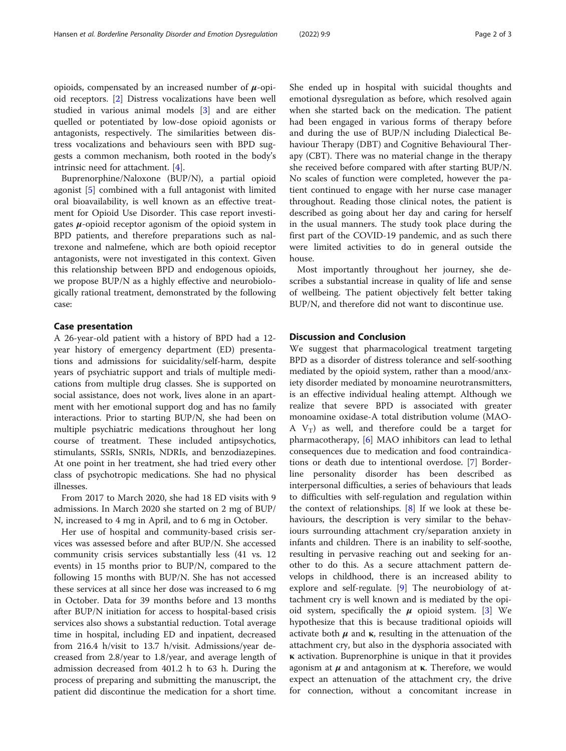opioids, compensated by an increased number of $\mu$-opioid receptors. [2] Distress vocalizations have been well studied in various animal models [3] and are either quelled or potentiated by low-dose opioid agonists or antagonists, respectively. The similarities between distress vocalizations and behaviours seen with BPD suggests a common mechanism, both rooted in the body's intrinsic need for attachment. [4].

Buprenorphine/Naloxone (BUP/N), a partial opioid agonist [5] combined with a full antagonist with limited oral bioavailability, is well known as an effective treatment for Opioid Use Disorder. This case report investigates $\mu$-opioid receptor agonism of the opioid system in BPD patients, and therefore preparations such as naltrexone and nalmefene, which are both opioid receptor antagonists, were not investigated in this context. Given this relationship between BPD and endogenous opioids, we propose BUP/N as a highly effective and neurobiologically rational treatment, demonstrated by the following case:

## Case presentation

A 26-year-old patient with a history of BPD had a 12-year history of emergency department (ED) presentations and admissions for suicidality/self-harm, despite years of psychiatric support and trials of multiple medications from multiple drug classes. She is supported on social assistance, does not work, lives alone in an apartment with her emotional support dog and has no family interactions. Prior to starting BUP/N, she had been on multiple psychiatric medications throughout her long course of treatment. These included antipsychotics, stimulants, SSRIs, SNRIs, NDRIs, and benzodiazepines. At one point in her treatment, she had tried every other class of psychotropic medications. She had no physical illnesses.

From 2017 to March 2020, she had 18 ED visits with 9 admissions. In March 2020 she started on 2 mg of BUP/N, increased to 4 mg in April, and to 6 mg in October.

Her use of hospital and community-based crisis services was assessed before and after BUP/N. She accessed community crisis services substantially less (41 vs. 12 events) in 15 months prior to BUP/N, compared to the following 15 months with BUP/N. She has not accessed these services at all since her dose was increased to 6 mg in October. Data for 39 months before and 13 months after BUP/N initiation for access to hospital-based crisis services also shows a substantial reduction. Total average time in hospital, including ED and inpatient, decreased from 216.4 h/visit to 13.7 h/visit. Admissions/year decreased from 2.8/year to 1.8/year, and average length of admission decreased from 401.2 h to 63 h. During the process of preparing and submitting the manuscript, the patient did discontinue the medication for a short time. She ended up in hospital with suicidal thoughts and emotional dysregulation as before, which resolved again when she started back on the medication. The patient had been engaged in various forms of therapy before and during the use of BUP/N including Dialectical Behaviour Therapy (DBT) and Cognitive Behavioural Therapy (CBT). There was no material change in the therapy she received before compared with after starting BUP/N. No scales of function were completed, however the patient continued to engage with her nurse case manager throughout. Reading those clinical notes, the patient is described as going about her day and caring for herself in the usual manners. The study took place during the first part of the COVID-19 pandemic, and as such there were limited activities to do in general outside the house.

Most importantly throughout her journey, she describes a substantial increase in quality of life and sense of wellbeing. The patient objectively felt better taking BUP/N, and therefore did not want to discontinue use.

## Discussion and Conclusion

We suggest that pharmacological treatment targeting BPD as a disorder of distress tolerance and self-soothing mediated by the opioid system, rather than a mood/anxiety disorder mediated by monoamine neurotransmitters, is an effective individual healing attempt. Although we realize that severe BPD is associated with greater monoamine oxidase-A total distribution volume (MAO-A $V_T$) as well, and therefore could be a target for pharmacotherapy, [6] MAO inhibitors can lead to lethal consequences due to medication and food contraindications or death due to intentional overdose. [7] Borderline personality disorder has been described as interpersonal difficulties, a series of behaviours that leads to difficulties with self-regulation and regulation within the context of relationships. [8] If we look at these behaviours, the description is very similar to the behaviours surrounding attachment cry/separation anxiety in infants and children. There is an inability to self-soothe, resulting in pervasive reaching out and seeking for another to do this. As a secure attachment pattern develops in childhood, there is an increased ability to explore and self-regulate. [9] The neurobiology of attachment cry is well known and is mediated by the opioid system, specifically the $\mu$ opioid system. [3] We hypothesize that this is because traditional opioids will activate both $\mu$ and $\kappa$, resulting in the attenuation of the attachment cry, but also in the dysphoria associated with $\kappa$ activation. Buprenorphine is unique in that it provides agonism at $\mu$ and antagonism at $\kappa$. Therefore, we would expect an attenuation of the attachment cry, the drive for connection, without a concomitant increase in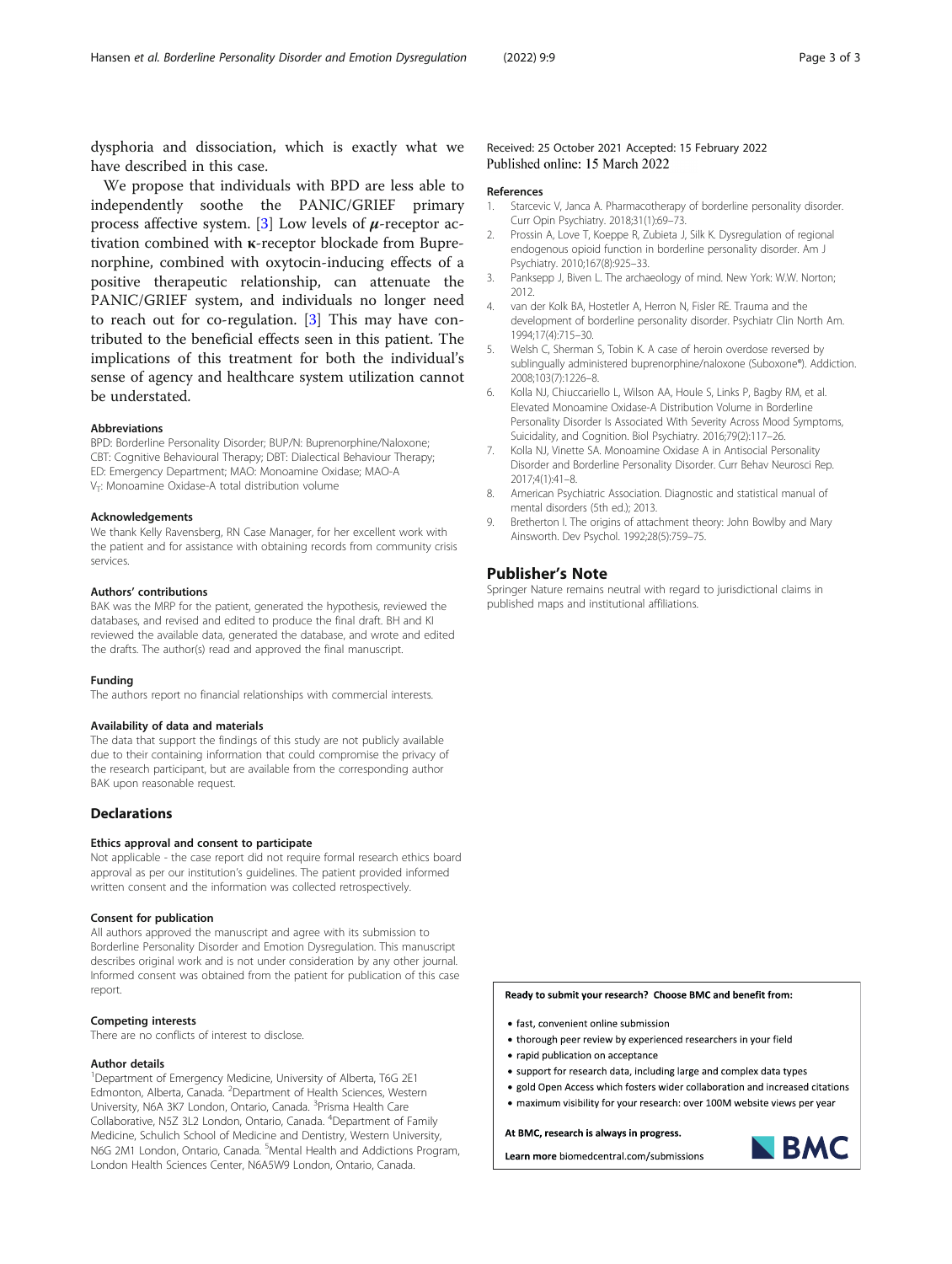dysphoria and dissociation, which is exactly what we have described in this case.

We propose that individuals with BPD are less able to independently soothe the PANIC/GRIEF primary process affective system. [3] Low levels of $\mu$-receptor activation combined with $\kappa$-receptor blockade from Buprenorphine, combined with oxytocin-inducing effects of a positive therapeutic relationship, can attenuate the PANIC/GRIEF system, and individuals no longer need to reach out for co-regulation. [3] This may have contributed to the beneficial effects seen in this patient. The implications of this treatment for both the individual's sense of agency and healthcare system utilization cannot be understated.

#### Abbreviations

BPD: Borderline Personality Disorder; BUP/N: Buprenorphine/Naloxone; CBT: Cognitive Behavioural Therapy; DBT: Dialectical Behaviour Therapy; ED: Emergency Department; MAO: Monoamine Oxidase; MAO-A $V_T$: Monoamine Oxidase-A total distribution volume

#### Acknowledgements

We thank Kelly Ravensberg, RN Case Manager, for her excellent work with the patient and for assistance with obtaining records from community crisis services.

#### Authors' contributions

BAK was the MRP for the patient, generated the hypothesis, reviewed the databases, and revised and edited to produce the final draft. BH and KI reviewed the available data, generated the database, and wrote and edited the drafts. The author(s) read and approved the final manuscript.

#### Funding

The authors report no financial relationships with commercial interests.

#### Availability of data and materials

The data that support the findings of this study are not publicly available due to their containing information that could compromise the privacy of the research participant, but are available from the corresponding author BAK upon reasonable request.

## Declarations

#### Ethics approval and consent to participate

Not applicable - the case report did not require formal research ethics board approval as per our institution's guidelines. The patient provided informed written consent and the information was collected retrospectively.

#### Consent for publication

All authors approved the manuscript and agree with its submission to Borderline Personality Disorder and Emotion Dysregulation. This manuscript describes original work and is not under consideration by any other journal. Informed consent was obtained from the patient for publication of this case report.

#### Competing interests

There are no conflicts of interest to disclose.

#### Author details

[1]Department of Emergency Medicine, University of Alberta, T6G 2E1 Edmonton, Alberta, Canada. [2]Department of Health Sciences, Western University, N6A 3K7 London, Ontario, Canada. [3]Prisma Health Care Collaborative, N5Z 3L2 London, Ontario, Canada. [4]Department of Family Medicine, Schulich School of Medicine and Dentistry, Western University, N6G 2M1 London, Ontario, Canada. [5]Mental Health and Addictions Program, London Health Sciences Center, N6A5W9 London, Ontario, Canada.

Received: 25 October 2021 Accepted: 15 February 2022
Published online: 15 March 2022

#### References

1. Starcevic V, Janca A. Pharmacotherapy of borderline personality disorder. Curr Opin Psychiatry. 2018;31(1):69–73.
2. Prossin A, Love T, Koeppe R, Zubieta J, Silk K. Dysregulation of regional endogenous opioid function in borderline personality disorder. Am J Psychiatry. 2010;167(8):925–33.
3. Panksepp J, Biven L. The archaeology of mind. New York: W.W. Norton; 2012.
4. van der Kolk BA, Hostetler A, Herron N, Fisler RE. Trauma and the development of borderline personality disorder. Psychiatr Clin North Am. 1994;17(4):715–30.
5. Welsh C, Sherman S, Tobin K. A case of heroin overdose reversed by sublingually administered buprenorphine/naloxone (Suboxone®). Addiction. 2008;103(7):1226–8.
6. Kolla NJ, Chiuccariello L, Wilson AA, Houle S, Links P, Bagby RM, et al. Elevated Monoamine Oxidase-A Distribution Volume in Borderline Personality Disorder Is Associated With Severity Across Mood Symptoms, Suicidality, and Cognition. Biol Psychiatry. 2016;79(2):117–26.
7. Kolla NJ, Vinette SA. Monoamine Oxidase A in Antisocial Personality Disorder and Borderline Personality Disorder. Curr Behav Neurosci Rep. 2017;4(1):41–8.
8. American Psychiatric Association. Diagnostic and statistical manual of mental disorders (5th ed.); 2013.
9. Bretherton I. The origins of attachment theory: John Bowlby and Mary Ainsworth. Dev Psychol. 1992;28(5):759–75.

## Publisher's Note

Springer Nature remains neutral with regard to jurisdictional claims in published maps and institutional affiliations.

**Ready to submit your research? Choose BMC and benefit from:**

- fast, convenient online submission
- thorough peer review by experienced researchers in your field
- rapid publication on acceptance
- support for research data, including large and complex data types
- gold Open Access which fosters wider collaboration and increased citations
- maximum visibility for your research: over 100M website views per year

**At BMC, research is always in progress.**

**Learn more** biomedcentral.com/submissions